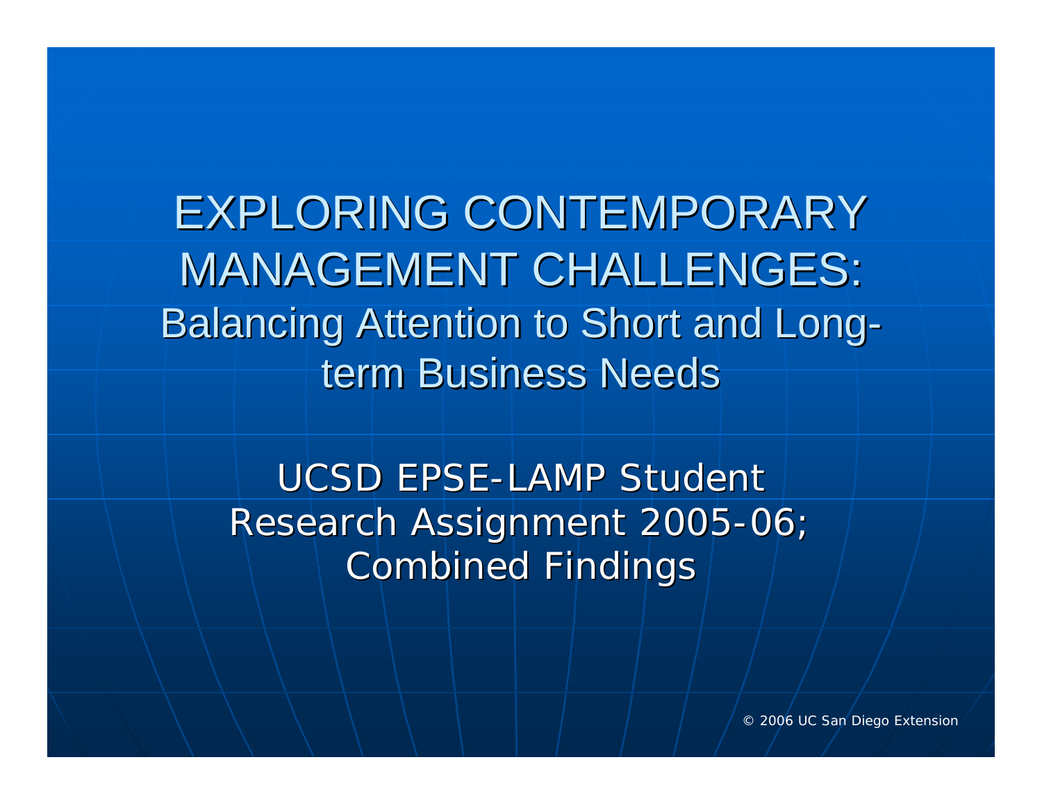# EXPLORING CONTEMPORARY MANAGEMENT CHALLENGES: Balancing Attention to Short and Long-term Business Needs

UCSD EPSE-LAMP Student Research Assignment 2005-06; Combined Findings

© 2006 UC San Diego Extension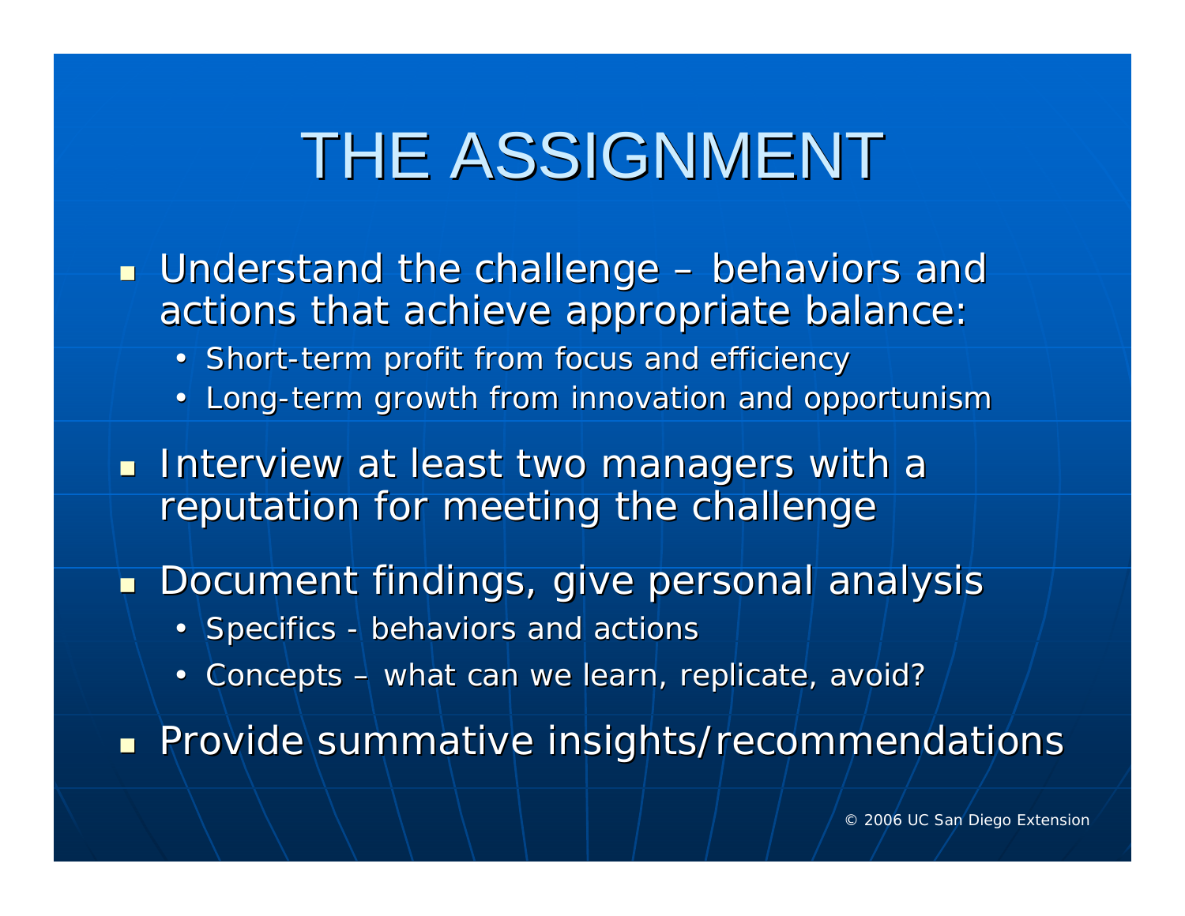# THE ASSIGNMENT

- Understand the challenge – behaviors and actions that achieve appropriate balance:
  - Short-term profit from focus and efficiency
  - Long-term growth from innovation and opportunism
- Interview at least two managers with a reputation for meeting the challenge
- Document findings, give personal analysis
  - Specifics - behaviors and actions
  - Concepts – what can we learn, replicate, avoid?
- Provide summative insights/recommendations

© 2006 UC San Diego Extension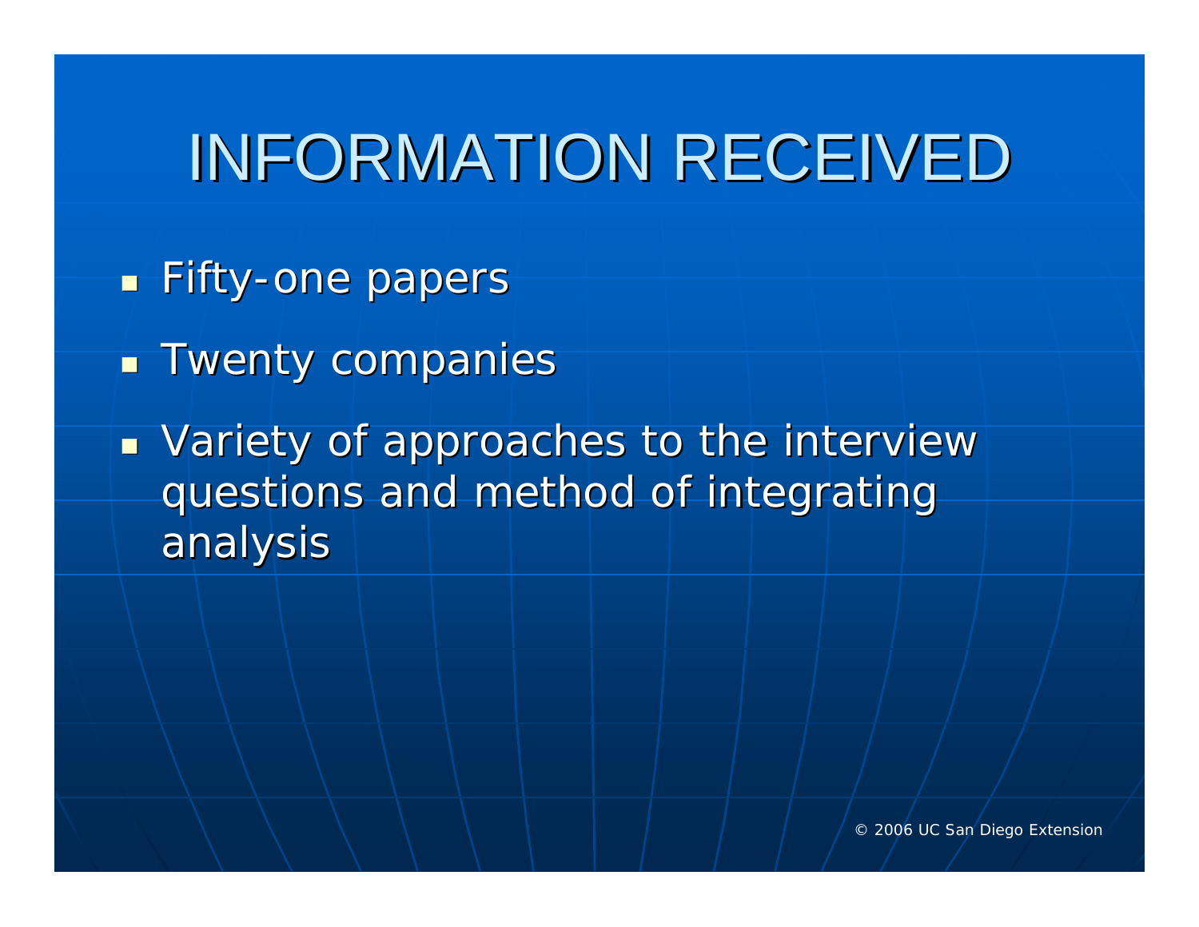# INFORMATION RECEIVED

- Fifty-one papers
- Twenty companies
- Variety of approaches to the interview questions and method of integrating analysis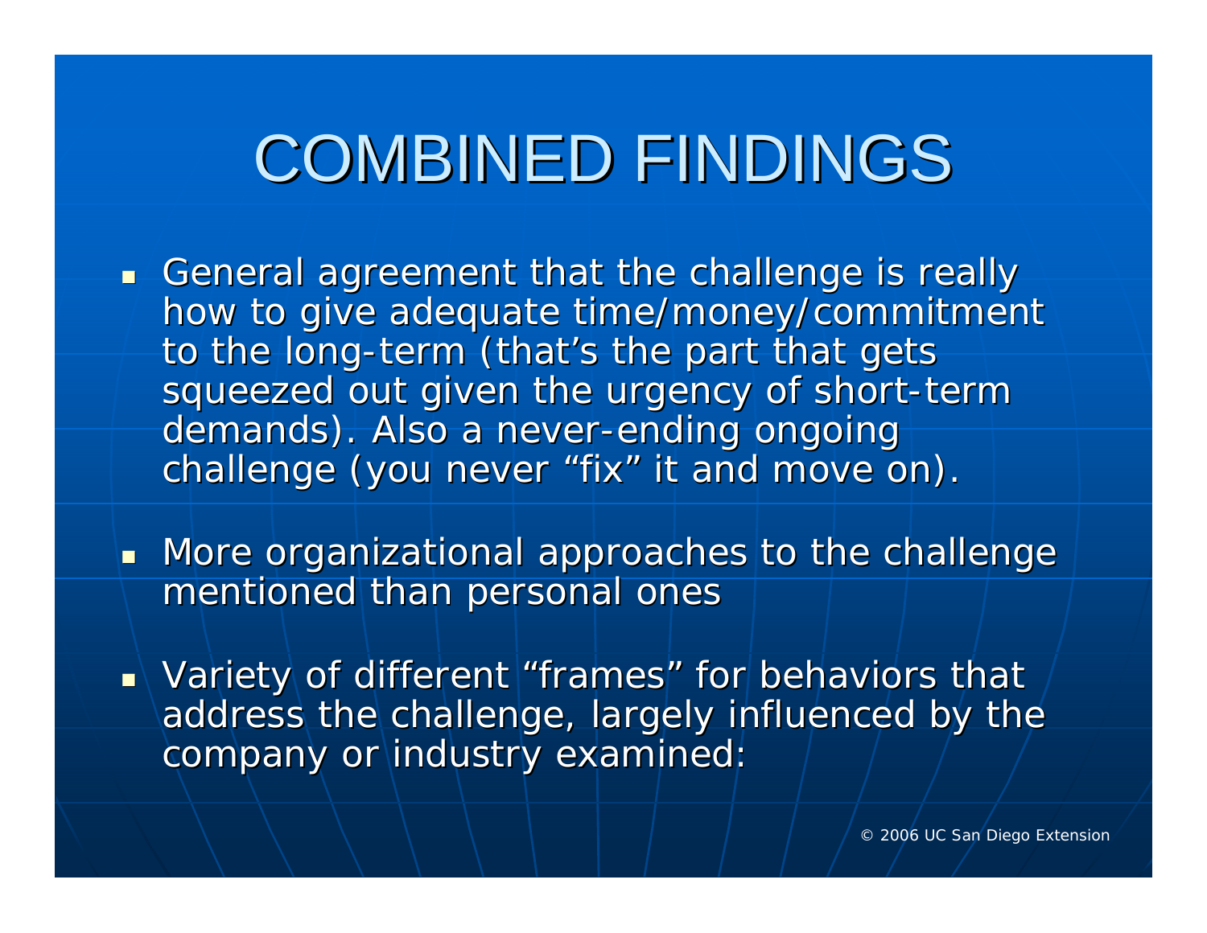# COMBINED FINDINGS

- General agreement that the challenge is really how to give adequate time/money/commitment to the long-term (that's the part that gets squeezed out given the urgency of short-term demands). Also a never-ending ongoing challenge (you never "fix" it and move on).

- More organizational approaches to the challenge mentioned than personal ones

- Variety of different "frames" for behaviors that address the challenge, largely influenced by the company or industry examined:

© 2006 UC San Diego Extension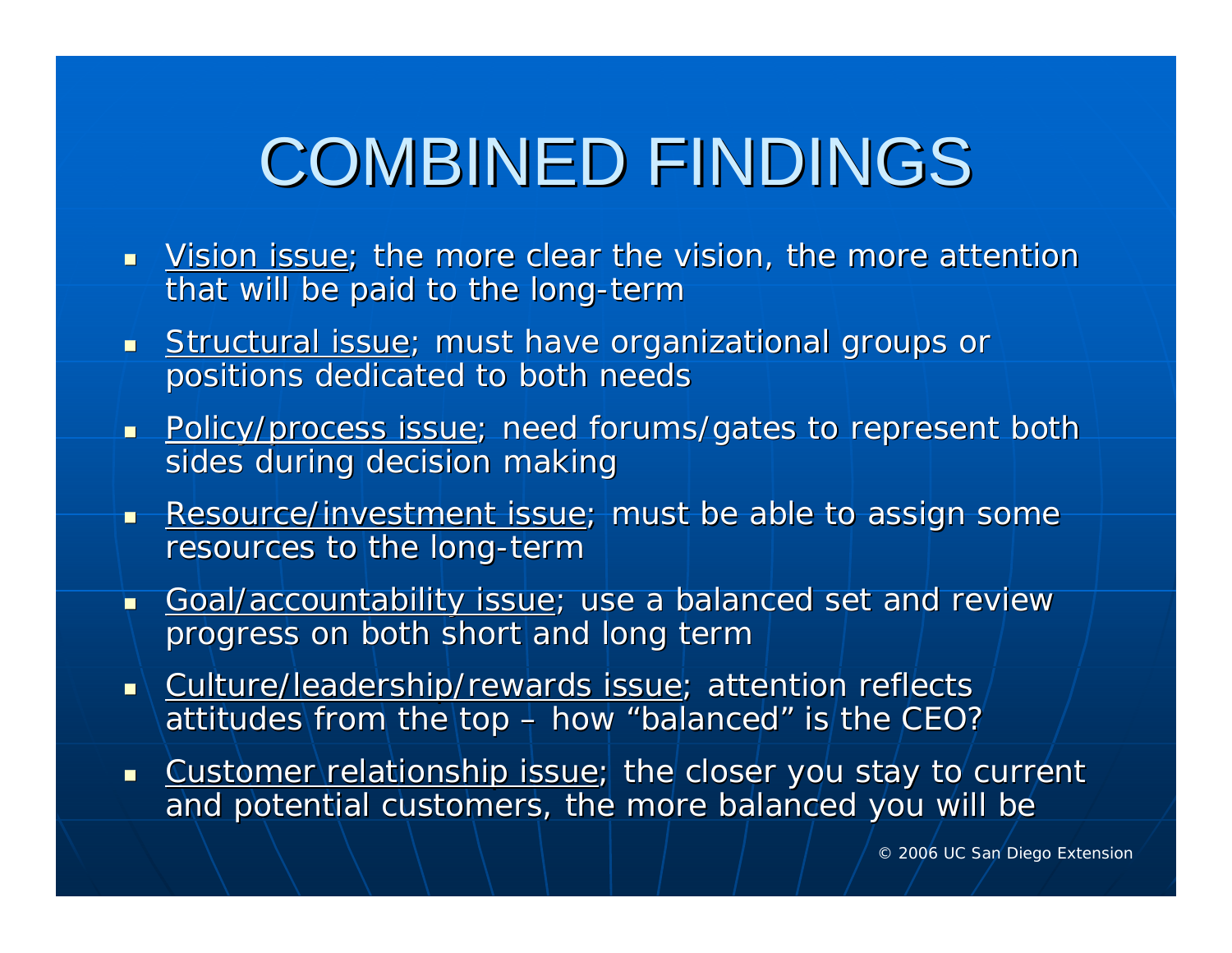# COMBINED FINDINGS

- Vision issue; the more clear the vision, the more attention that will be paid to the long-term
- Structural issue; must have organizational groups or positions dedicated to both needs
- Policy/process issue; need forums/gates to represent both sides during decision making
- Resource/investment issue; must be able to assign some resources to the long-term
- Goal/accountability issue; use a balanced set and review progress on both short and long term
- Culture/leadership/rewards issue; attention reflects attitudes from the top – how "balanced" is the CEO?
- Customer relationship issue; the closer you stay to current and potential customers, the more balanced you will be

© 2006 UC San Diego Extension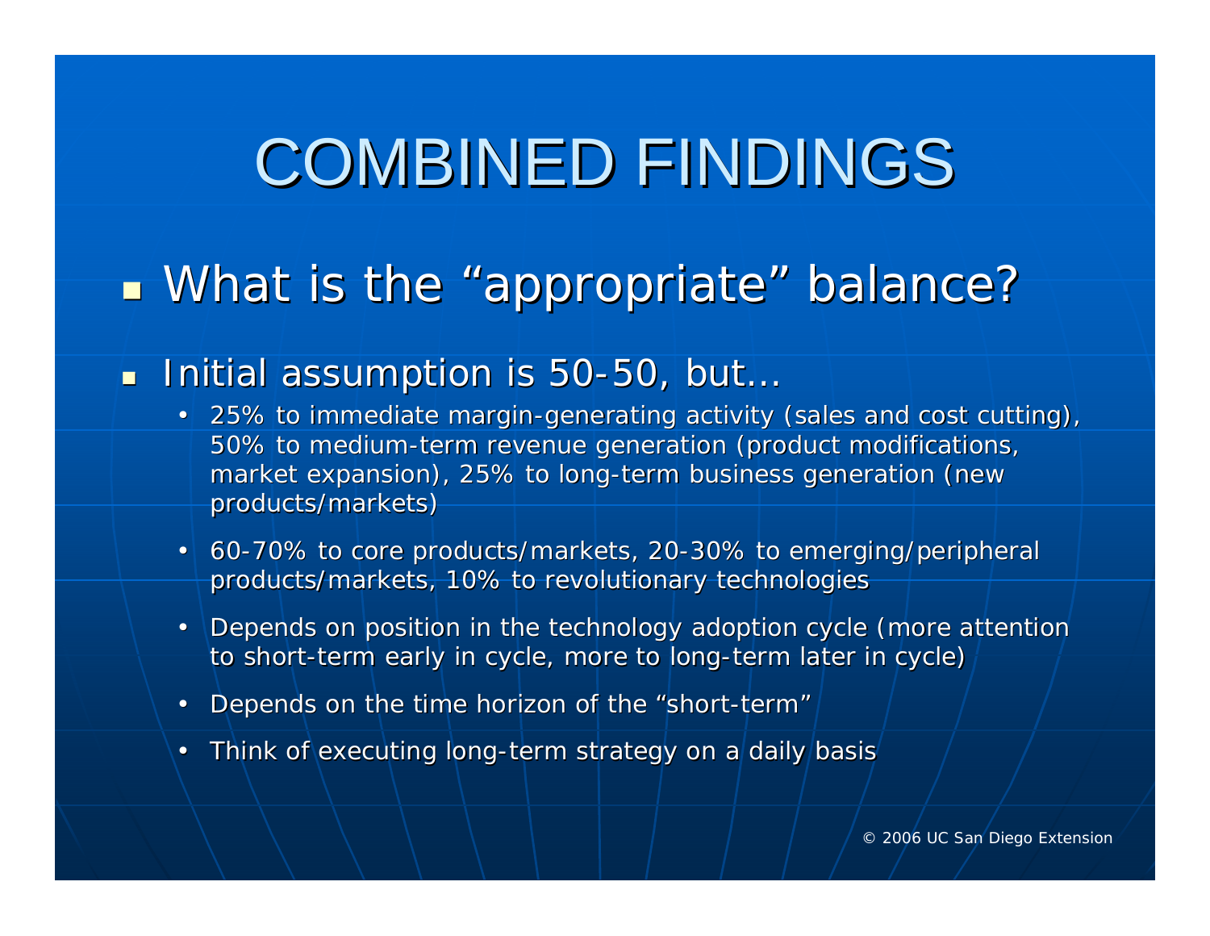# COMBINED FINDINGS

- What is the “appropriate” balance?

- Initial assumption is 50-50, but…
  - 25% to immediate margin-generating activity (sales and cost cutting), 50% to medium-term revenue generation (product modifications, market expansion), 25% to long-term business generation (new products/markets)
  - 60-70% to core products/markets, 20-30% to emerging/peripheral products/markets, 10% to revolutionary technologies
  - Depends on position in the technology adoption cycle (more attention to short-term early in cycle, more to long-term later in cycle)
  - Depends on the time horizon of the “short-term”
  - Think of executing long-term strategy on a daily basis

© 2006 UC San Diego Extension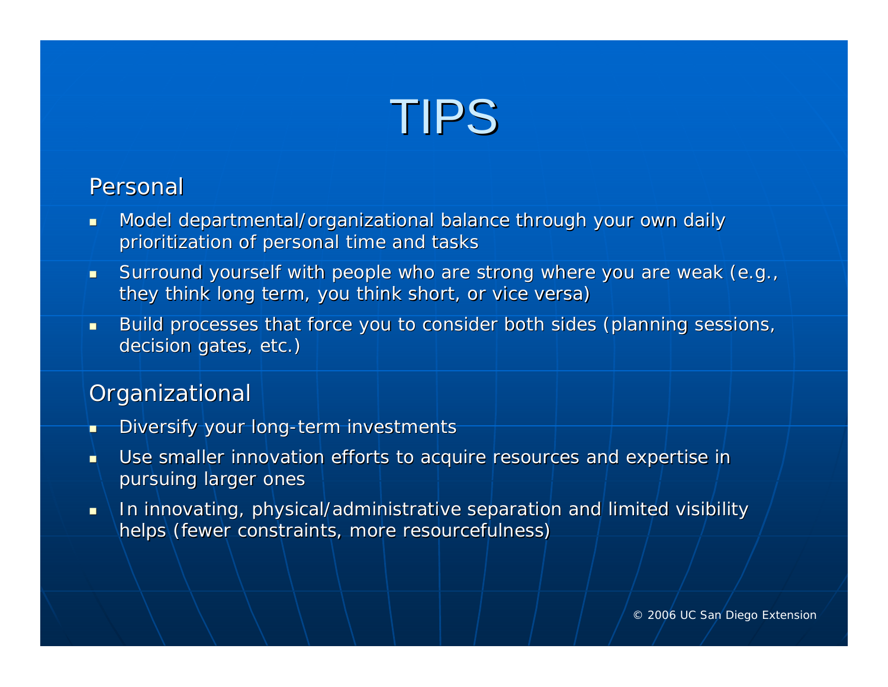# TIPS

## Personal

- Model departmental/organizational balance through your own daily prioritization of personal time and tasks
- Surround yourself with people who are strong where you are weak (e.g., they think long term, you think short, or vice versa)
- Build processes that force you to consider both sides (planning sessions, decision gates, etc.)

## Organizational

- Diversify your long-term investments
- Use smaller innovation efforts to acquire resources and expertise in pursuing larger ones
- In innovating, physical/administrative separation and limited visibility helps (fewer constraints, more resourcefulness)

© 2006 UC San Diego Extension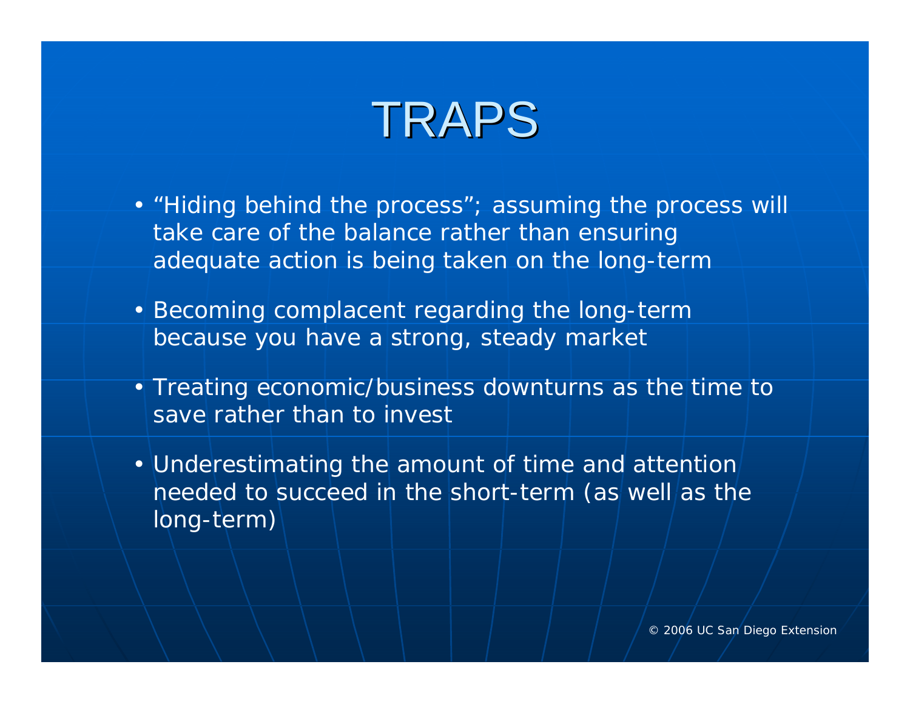# TRAPS

- "Hiding behind the process"; assuming the process will take care of the balance rather than ensuring adequate action is being taken on the long-term
- Becoming complacent regarding the long-term because you have a strong, steady market
- Treating economic/business downturns as the time to save rather than to invest
- Underestimating the amount of time and attention needed to succeed in the short-term (as well as the long-term)

© 2006 UC San Diego Extension